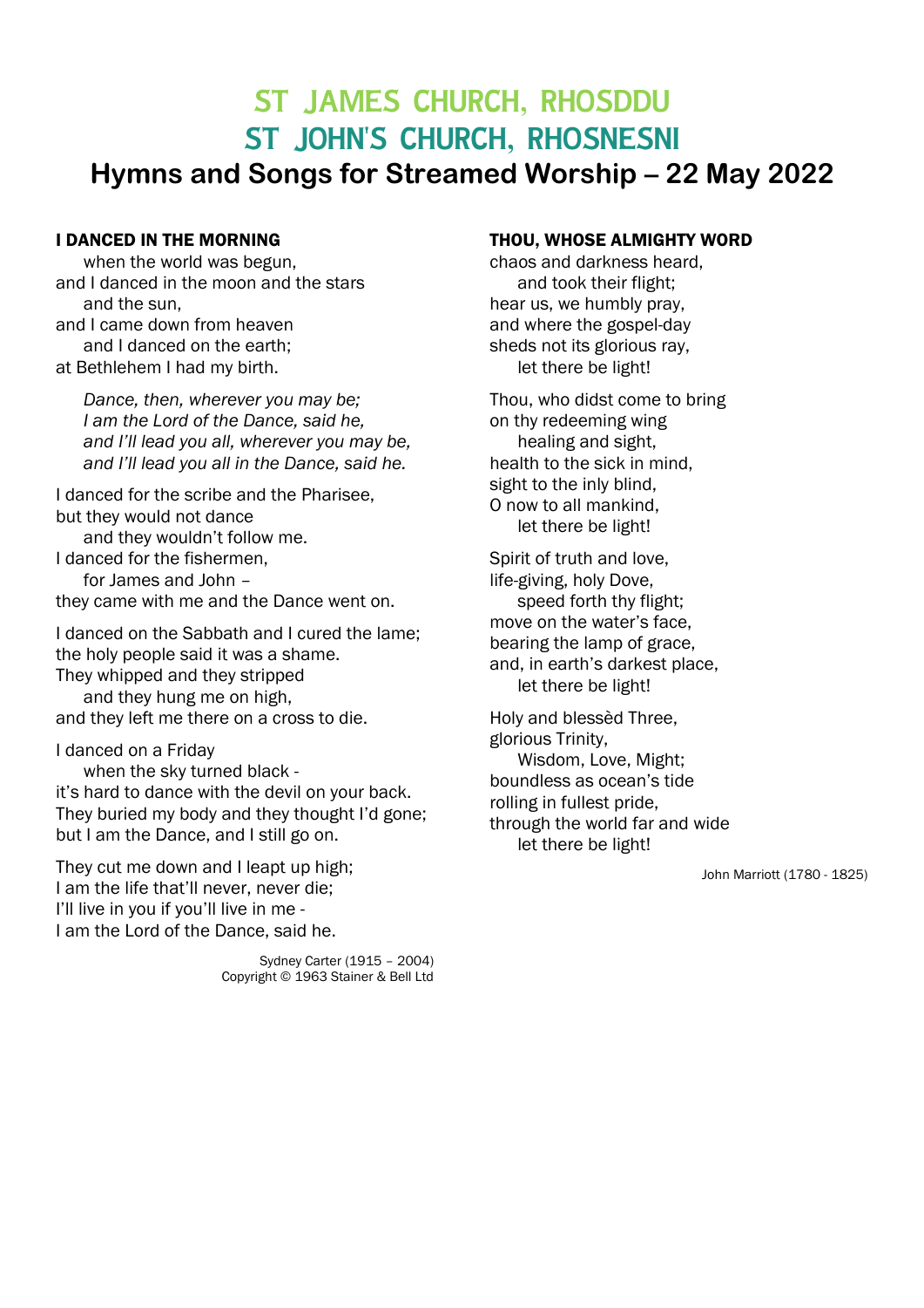# ST JAMES CHURCH, RHOSDDU
# ST JOHN'S CHURCH, RHOSNESNI
## Hymns and Songs for Streamed Worship – 22 May 2022

### I DANCED IN THE MORNING

when the world was begun,
and I danced in the moon and the stars
and the sun,
and I came down from heaven
and I danced on the earth;
at Bethlehem I had my birth.

*Dance, then, wherever you may be;*
*I am the Lord of the Dance, said he,*
*and I'll lead you all, wherever you may be,*
*and I'll lead you all in the Dance, said he.*

I danced for the scribe and the Pharisee,
but they would not dance
and they wouldn't follow me.
I danced for the fishermen,
for James and John –
they came with me and the Dance went on.

I danced on the Sabbath and I cured the lame;
the holy people said it was a shame.
They whipped and they stripped
and they hung me on high,
and they left me there on a cross to die.

I danced on a Friday
when the sky turned black -
it's hard to dance with the devil on your back.
They buried my body and they thought I'd gone;
but I am the Dance, and I still go on.

They cut me down and I leapt up high;
I am the life that'll never, never die;
I'll live in you if you'll live in me -
I am the Lord of the Dance, said he.

Sydney Carter (1915 – 2004)
Copyright © 1963 Stainer & Bell Ltd

### THOU, WHOSE ALMIGHTY WORD

chaos and darkness heard,
and took their flight;
hear us, we humbly pray,
and where the gospel-day
sheds not its glorious ray,
let there be light!

Thou, who didst come to bring
on thy redeeming wing
healing and sight,
health to the sick in mind,
sight to the inly blind,
O now to all mankind,
let there be light!

Spirit of truth and love,
life-giving, holy Dove,
speed forth thy flight;
move on the water's face,
bearing the lamp of grace,
and, in earth's darkest place,
let there be light!

Holy and blessèd Three,
glorious Trinity,
Wisdom, Love, Might;
boundless as ocean's tide
rolling in fullest pride,
through the world far and wide
let there be light!

John Marriott (1780 - 1825)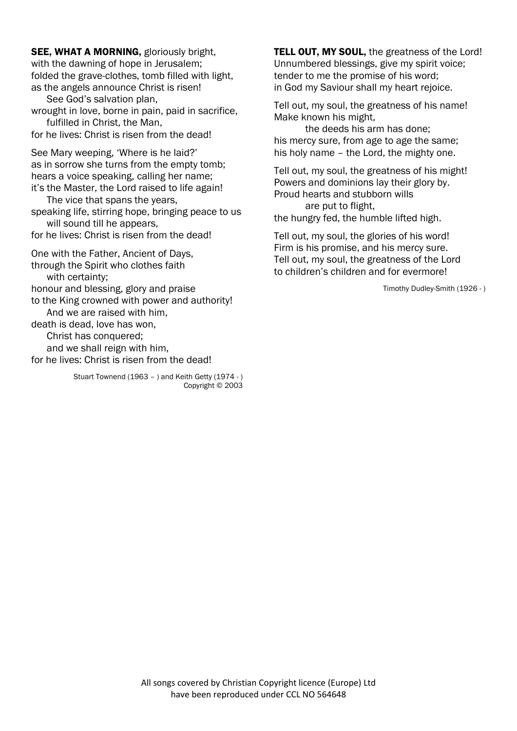**SEE, WHAT A MORNING,** gloriously bright,
with the dawning of hope in Jerusalem;
folded the grave-clothes, tomb filled with light,
as the angels announce Christ is risen!
    See God's salvation plan,
wrought in love, borne in pain, paid in sacrifice,
    fulfilled in Christ, the Man,
for he lives: Christ is risen from the dead!

See Mary weeping, 'Where is he laid?'
as in sorrow she turns from the empty tomb;
hears a voice speaking, calling her name;
it's the Master, the Lord raised to life again!
    The vice that spans the years,
speaking life, stirring hope, bringing peace to us
    will sound till he appears,
for he lives: Christ is risen from the dead!

One with the Father, Ancient of Days,
through the Spirit who clothes faith
    with certainty;
honour and blessing, glory and praise
to the King crowned with power and authority!
    And we are raised with him,
death is dead, love has won,
    Christ has conquered;
    and we shall reign with him,
for he lives: Christ is risen from the dead!

Stuart Townend (1963 – ) and Keith Getty (1974 - )
Copyright © 2003

**TELL OUT, MY SOUL,** the greatness of the Lord!
Unnumbered blessings, give my spirit voice;
tender to me the promise of his word;
in God my Saviour shall my heart rejoice.

Tell out, my soul, the greatness of his name!
Make known his might,
    the deeds his arm has done;
his mercy sure, from age to age the same;
his holy name – the Lord, the mighty one.

Tell out, my soul, the greatness of his might!
Powers and dominions lay their glory by.
Proud hearts and stubborn wills
    are put to flight,
the hungry fed, the humble lifted high.

Tell out, my soul, the glories of his word!
Firm is his promise, and his mercy sure.
Tell out, my soul, the greatness of the Lord
to children's children and for evermore!

Timothy Dudley-Smith (1926 - )

All songs covered by Christian Copyright licence (Europe) Ltd
have been reproduced under CCL NO 564648